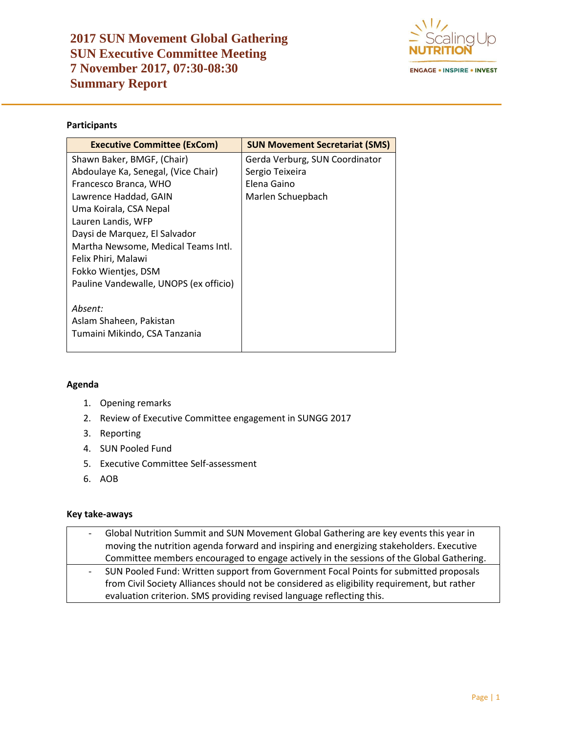# 2017 SUN Movement Global Gathering
# SUN Executive Committee Meeting
# 7 November 2017, 07:30-08:30
# Summary Report

**Participants**

| Executive Committee (ExCom) | SUN Movement Secretariat (SMS) |
|---|---|
| Shawn Baker, BMGF, (Chair)<br>Abdoulaye Ka, Senegal, (Vice Chair)<br>Francesco Branca, WHO<br>Lawrence Haddad, GAIN<br>Uma Koirala, CSA Nepal<br>Lauren Landis, WFP<br>Daysi de Marquez, El Salvador<br>Martha Newsome, Medical Teams Intl.<br>Felix Phiri, Malawi<br>Fokko Wientjes, DSM<br>Pauline Vandewalle, UNOPS (ex officio)<br><br>*Absent:*<br>Aslam Shaheen, Pakistan<br>Tumaini Mikindo, CSA Tanzania | Gerda Verburg, SUN Coordinator<br>Sergio Teixeira<br>Elena Gaino<br>Marlen Schuepbach |

**Agenda**

1. Opening remarks
2. Review of Executive Committee engagement in SUNGG 2017
3. Reporting
4. SUN Pooled Fund
5. Executive Committee Self-assessment
6. AOB

**Key take-aways**

| |
|---|
| - Global Nutrition Summit and SUN Movement Global Gathering are key events this year in moving the nutrition agenda forward and inspiring and energizing stakeholders. Executive Committee members encouraged to engage actively in the sessions of the Global Gathering. |
| - SUN Pooled Fund: Written support from Government Focal Points for submitted proposals from Civil Society Alliances should not be considered as eligibility requirement, but rather evaluation criterion. SMS providing revised language reflecting this. |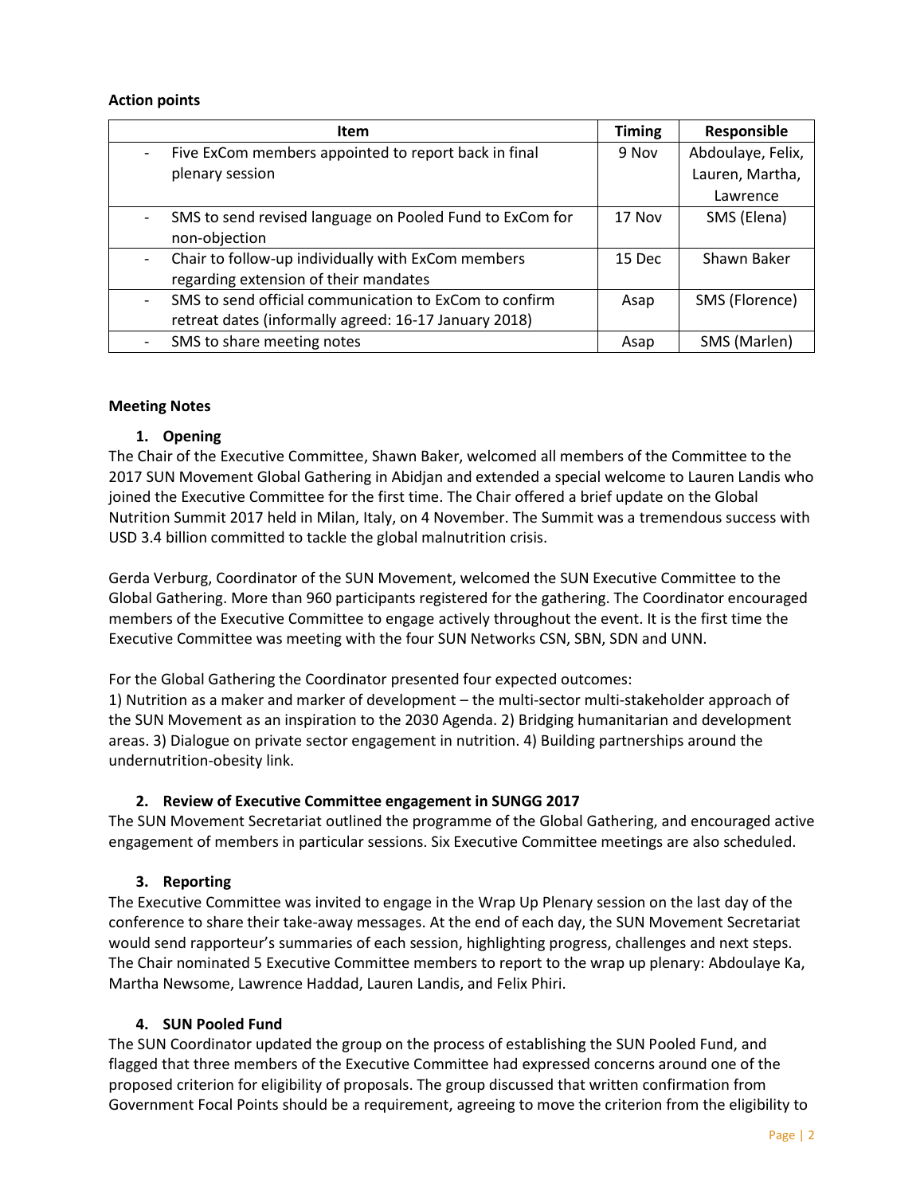**Action points**

| Item | Timing | Responsible |
|---|---|---|
| - Five ExCom members appointed to report back in final plenary session | 9 Nov | Abdoulaye, Felix, Lauren, Martha, Lawrence |
| - SMS to send revised language on Pooled Fund to ExCom for non-objection | 17 Nov | SMS (Elena) |
| - Chair to follow-up individually with ExCom members regarding extension of their mandates | 15 Dec | Shawn Baker |
| - SMS to send official communication to ExCom to confirm retreat dates (informally agreed: 16-17 January 2018) | Asap | SMS (Florence) |
| - SMS to share meeting notes | Asap | SMS (Marlen) |

**Meeting Notes**

**1. Opening**

The Chair of the Executive Committee, Shawn Baker, welcomed all members of the Committee to the 2017 SUN Movement Global Gathering in Abidjan and extended a special welcome to Lauren Landis who joined the Executive Committee for the first time. The Chair offered a brief update on the Global Nutrition Summit 2017 held in Milan, Italy, on 4 November. The Summit was a tremendous success with USD 3.4 billion committed to tackle the global malnutrition crisis.

Gerda Verburg, Coordinator of the SUN Movement, welcomed the SUN Executive Committee to the Global Gathering. More than 960 participants registered for the gathering. The Coordinator encouraged members of the Executive Committee to engage actively throughout the event. It is the first time the Executive Committee was meeting with the four SUN Networks CSN, SBN, SDN and UNN.

For the Global Gathering the Coordinator presented four expected outcomes:
1) Nutrition as a maker and marker of development – the multi-sector multi-stakeholder approach of the SUN Movement as an inspiration to the 2030 Agenda. 2) Bridging humanitarian and development areas. 3) Dialogue on private sector engagement in nutrition. 4) Building partnerships around the undernutrition-obesity link.

**2. Review of Executive Committee engagement in SUNGG 2017**

The SUN Movement Secretariat outlined the programme of the Global Gathering, and encouraged active engagement of members in particular sessions. Six Executive Committee meetings are also scheduled.

**3. Reporting**

The Executive Committee was invited to engage in the Wrap Up Plenary session on the last day of the conference to share their take-away messages. At the end of each day, the SUN Movement Secretariat would send rapporteur's summaries of each session, highlighting progress, challenges and next steps. The Chair nominated 5 Executive Committee members to report to the wrap up plenary: Abdoulaye Ka, Martha Newsome, Lawrence Haddad, Lauren Landis, and Felix Phiri.

**4. SUN Pooled Fund**

The SUN Coordinator updated the group on the process of establishing the SUN Pooled Fund, and flagged that three members of the Executive Committee had expressed concerns around one of the proposed criterion for eligibility of proposals. The group discussed that written confirmation from Government Focal Points should be a requirement, agreeing to move the criterion from the eligibility to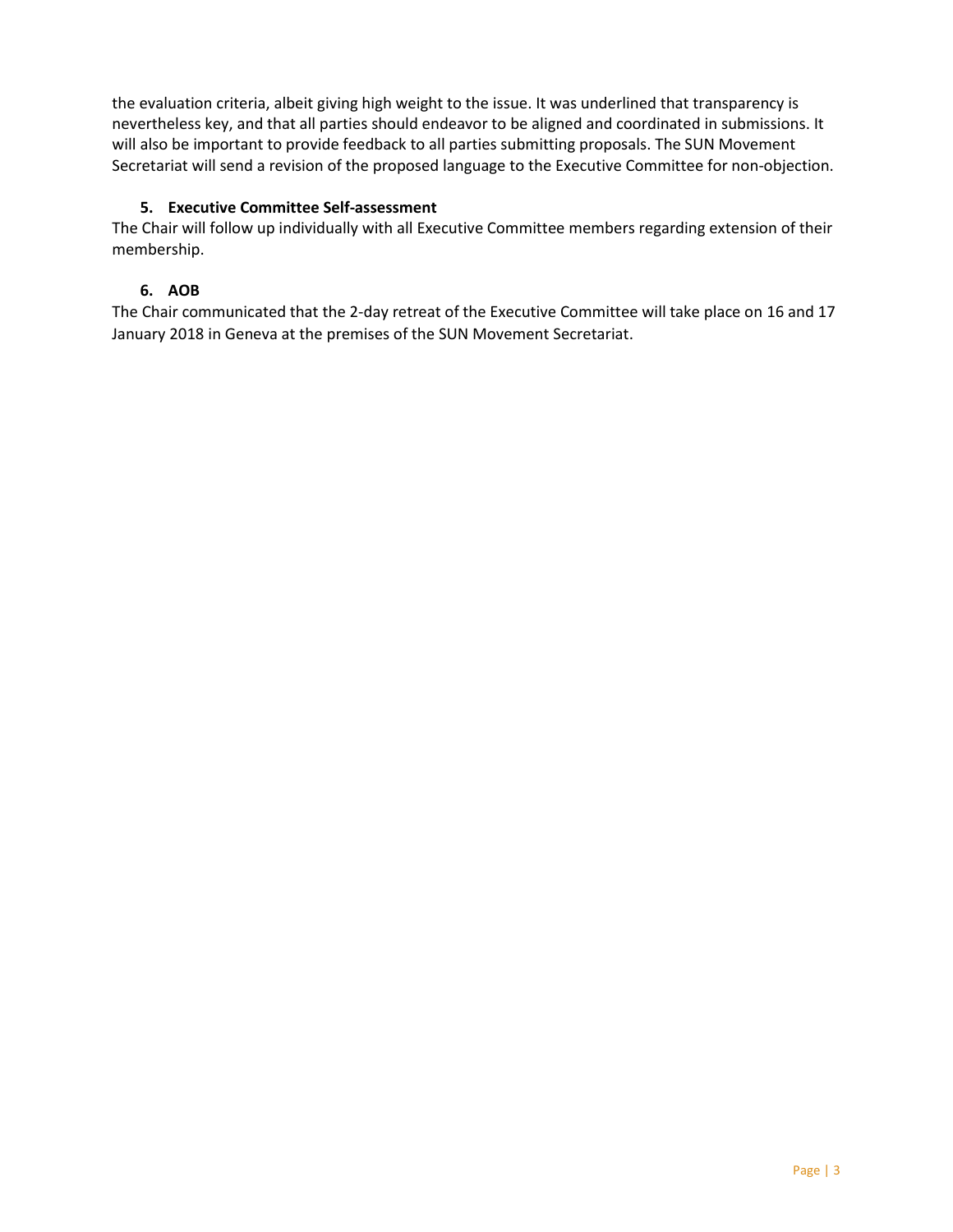the evaluation criteria, albeit giving high weight to the issue. It was underlined that transparency is nevertheless key, and that all parties should endeavor to be aligned and coordinated in submissions. It will also be important to provide feedback to all parties submitting proposals. The SUN Movement Secretariat will send a revision of the proposed language to the Executive Committee for non-objection.

### 5. Executive Committee Self-assessment

The Chair will follow up individually with all Executive Committee members regarding extension of their membership.

### 6. AOB

The Chair communicated that the 2-day retreat of the Executive Committee will take place on 16 and 17 January 2018 in Geneva at the premises of the SUN Movement Secretariat.